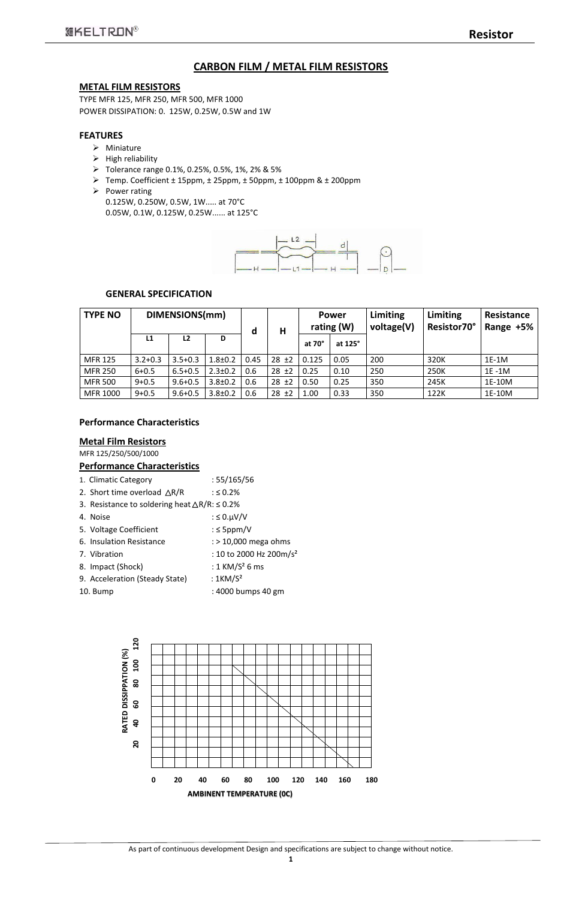# CARBON FILM / METAL FILM RESISTORS

## METAL FILM RESISTORS

TYPE MFR 125, MFR 250, MFR 500, MFR 1000

POWER DISSIPATION: 0. 125W, 0.25W, 0.5W and 1W

## FEATURES

- Miniature
- High reliability
- Tolerance range 0.1%, 0.25%, 0.5%, 1%, 2% & 5%
- Temp. Coefficient ± 15ppm, ± 25ppm, ± 50ppm, ± 100ppm & ± 200ppm
- Power rating
  0.125W, 0.250W, 0.5W, 1W..... at 70°C
  0.05W, 0.1W, 0.125W, 0.25W...... at 125°C

### GENERAL SPECIFICATION

| TYPE NO | DIMENSIONS(mm) | | | d | H | Power rating (W) | | Limiting voltage(V) | Limiting Resistor70° | Resistance Range +5% |
|---|---|---|---|---|---|---|---|---|---|---|
| | L1 | L2 | D | | | at 70° | at 125° | | | |
| MFR 125 | 3.2+0.3 | 3.5+0.3 | 1.8±0.2 | 0.45 | 28 ±2 | 0.125 | 0.05 | 200 | 320K | 1E-1M |
| MFR 250 | 6+0.5 | 6.5+0.5 | 2.3±0.2 | 0.6 | 28 ±2 | 0.25 | 0.10 | 250 | 250K | 1E -1M |
| MFR 500 | 9+0.5 | 9.6+0.5 | 3.8±0.2 | 0.6 | 28 ±2 | 0.50 | 0.25 | 350 | 245K | 1E-10M |
| MFR 1000 | 9+0.5 | 9.6+0.5 | 3.8±0.2 | 0.6 | 28 ±2 | 1.00 | 0.33 | 350 | 122K | 1E-10M |

### Performance Characteristics

## Metal Film Resistors

MFR 125/250/500/1000

## Performance Characteristics

1. Climatic Category : 55/165/56
2. Short time overload △R/R : ≤ 0.2%
3. Resistance to soldering heat △R/R: ≤ 0.2%
4. Noise : ≤ 0.μV/V
5. Voltage Coefficient : ≤ 5ppm/V
6. Insulation Resistance : > 10,000 mega ohms
7. Vibration : 10 to 2000 Hz 200m/s²
8. Impact (Shock) : 1 KM/S² 6 ms
9. Acceleration (Steady State) : 1KM/S²
10. Bump : 4000 bumps 40 gm

RATED DISSIPPATION (%) vs AMBIENT TEMPERATURE (0C)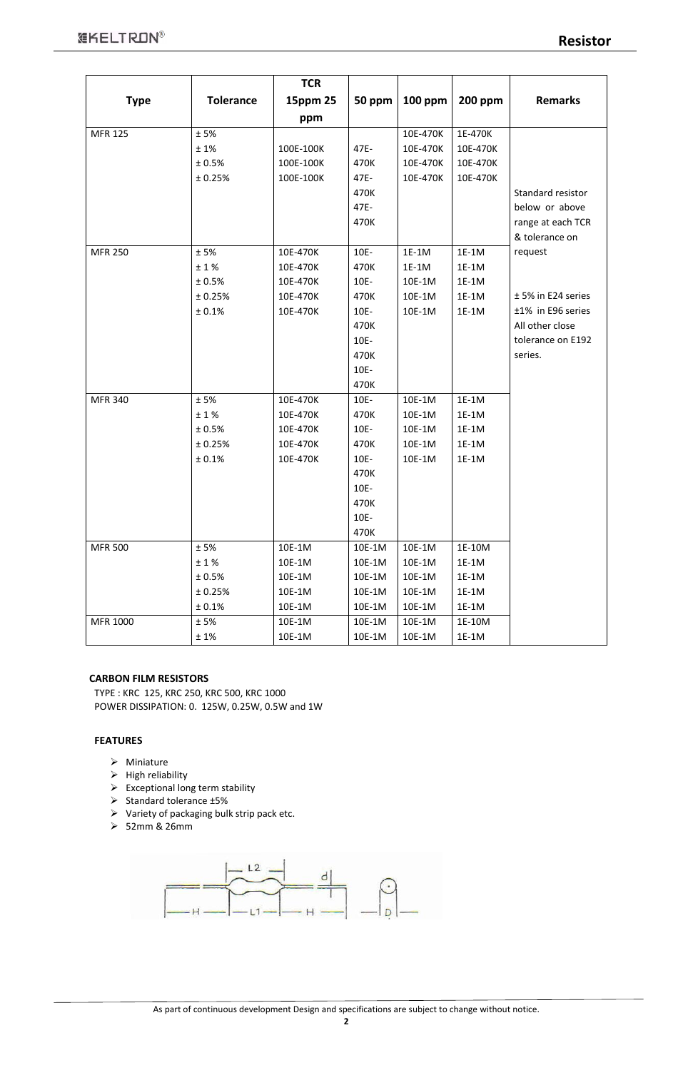| Type | Tolerance | TCR 15ppm 25 ppm | 50 ppm | 100 ppm | 200 ppm | Remarks |
|---|---|---|---|---|---|---|
| MFR 125 | ± 5%<br>± 1%<br>± 0.5%<br>± 0.25% | <br>100E-100K<br>100E-100K<br>100E-100K | <br>47E-470K<br>47E-470K<br>47E-470K | 10E-470K<br>10E-470K<br>10E-470K<br>10E-470K | 1E-470K<br>10E-470K<br>10E-470K<br>10E-470K | Standard resistor below or above range at each TCR & tolerance on request<br><br>± 5% in E24 series<br>±1% in E96 series<br>All other close tolerance on E192 series. |
| MFR 250 | ± 5%<br>± 1 %<br>± 0.5%<br>± 0.25%<br>± 0.1% | 10E-470K<br>10E-470K<br>10E-470K<br>10E-470K<br>10E-470K | 10E-470K<br>10E-470K<br>10E-470K<br>10E-470K<br>10E-470K | 1E-1M<br>1E-1M<br>10E-1M<br>10E-1M<br>10E-1M | 1E-1M<br>1E-1M<br>1E-1M<br>1E-1M<br>1E-1M | |
| MFR 340 | ± 5%<br>± 1 %<br>± 0.5%<br>± 0.25%<br>± 0.1% | 10E-470K<br>10E-470K<br>10E-470K<br>10E-470K<br>10E-470K | 10E-470K<br>10E-470K<br>10E-470K<br>10E-470K<br>10E-470K | 10E-1M<br>10E-1M<br>10E-1M<br>10E-1M<br>10E-1M | 1E-1M<br>1E-1M<br>1E-1M<br>1E-1M<br>1E-1M | |
| MFR 500 | ± 5%<br>± 1 %<br>± 0.5%<br>± 0.25%<br>± 0.1% | 10E-1M<br>10E-1M<br>10E-1M<br>10E-1M<br>10E-1M | 10E-1M<br>10E-1M<br>10E-1M<br>10E-1M<br>10E-1M | 10E-1M<br>10E-1M<br>10E-1M<br>10E-1M<br>10E-1M | 1E-10M<br>1E-1M<br>1E-1M<br>1E-1M<br>1E-1M | |
| MFR 1000 | ± 5%<br>± 1% | 10E-1M<br>10E-1M | 10E-1M<br>10E-1M | 10E-1M<br>10E-1M | 1E-10M<br>1E-1M | |

**CARBON FILM RESISTORS**

TYPE : KRC 125, KRC 250, KRC 500, KRC 1000
POWER DISSIPATION: 0. 125W, 0.25W, 0.5W and 1W

**FEATURES**

- Miniature
- High reliability
- Exceptional long term stability
- Standard tolerance ±5%
- Variety of packaging bulk strip pack etc.
- 52mm & 26mm

As part of continuous development Design and specifications are subject to change without notice.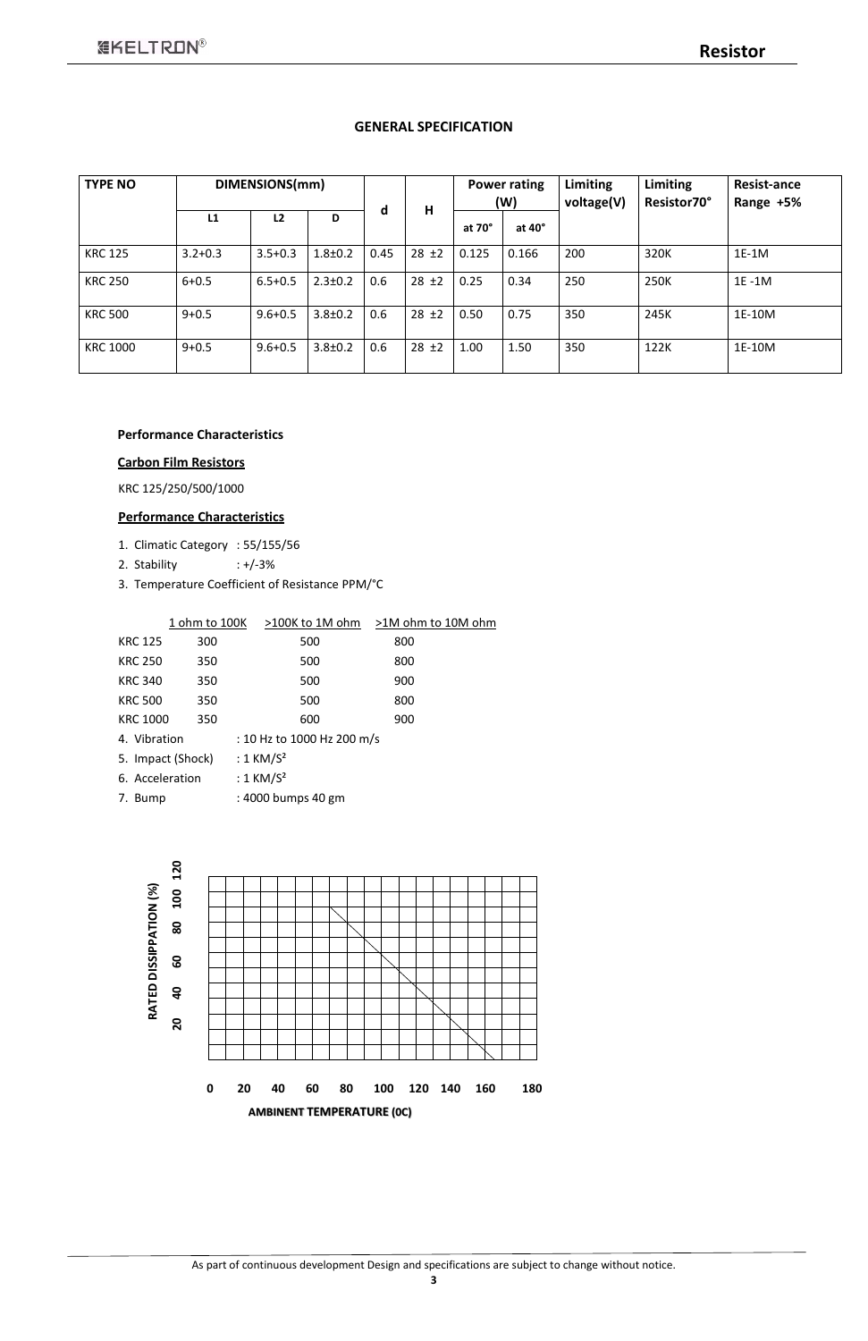## GENERAL SPECIFICATION

| TYPE NO | DIMENSIONS(mm) | | | d | H | Power rating (W) | | Limiting voltage(V) | Limiting Resistor70° | Resist-ance Range +5% |
|---|---|---|---|---|---|---|---|---|---|---|
| | L1 | L2 | D | | | at 70° | at 40° | | | |
| KRC 125 | 3.2+0.3 | 3.5+0.3 | 1.8±0.2 | 0.45 | 28 ±2 | 0.125 | 0.166 | 200 | 320K | 1E-1M |
| KRC 250 | 6+0.5 | 6.5+0.5 | 2.3±0.2 | 0.6 | 28 ±2 | 0.25 | 0.34 | 250 | 250K | 1E -1M |
| KRC 500 | 9+0.5 | 9.6+0.5 | 3.8±0.2 | 0.6 | 28 ±2 | 0.50 | 0.75 | 350 | 245K | 1E-10M |
| KRC 1000 | 9+0.5 | 9.6+0.5 | 3.8±0.2 | 0.6 | 28 ±2 | 1.00 | 1.50 | 350 | 122K | 1E-10M |

**Performance Characteristics**

**Carbon Film Resistors**

KRC 125/250/500/1000

**Performance Characteristics**

1. Climatic Category : 55/155/56
2. Stability : +/-3%
3. Temperature Coefficient of Resistance PPM/°C

| | 1 ohm to 100K | >100K to 1M ohm | >1M ohm to 10M ohm |
|---|---|---|---|
| KRC 125 | 300 | 500 | 800 |
| KRC 250 | 350 | 500 | 800 |
| KRC 340 | 350 | 500 | 900 |
| KRC 500 | 350 | 500 | 800 |
| KRC 1000 | 350 | 600 | 900 |

4. Vibration : 10 Hz to 1000 Hz 200 m/s
5. Impact (Shock) : 1 KM/S²
6. Acceleration : 1 KM/S²
7. Bump : 4000 bumps 40 gm

RATED DISSIPPATION (%)

AMBINENT TEMPERATURE (0C)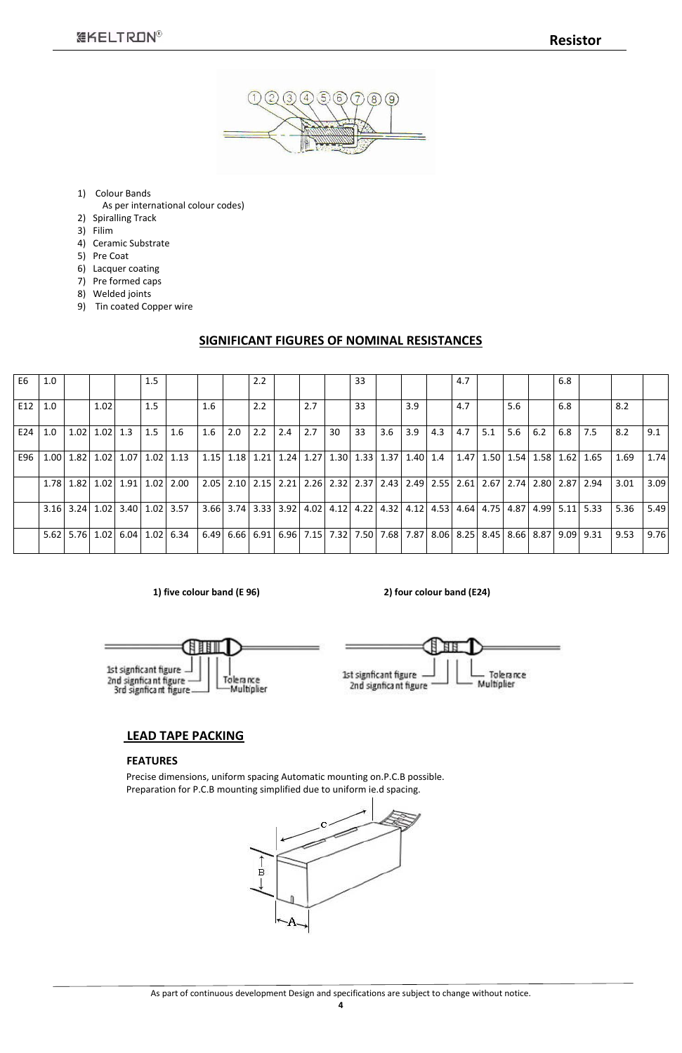1) Colour Bands
   As per international colour codes)
2) Spiralling Track
3) Filim
4) Ceramic Substrate
5) Pre Coat
6) Lacquer coating
7) Pre formed caps
8) Welded joints
9) Tin coated Copper wire

## SIGNIFICANT FIGURES OF NOMINAL RESISTANCES

| | | | | | | | | | | | | | | | | | | | | | | | | |
|---|---|---|---|---|---|---|---|---|---|---|---|---|---|---|---|---|---|---|---|---|---|---|---|---|
| E6 | 1.0 | | | | 1.5 | | | | 2.2 | | | | 33 | | | | 4.7 | | | | 6.8 | | | |
| E12 | 1.0 | | 1.02 | | 1.5 | | 1.6 | | 2.2 | | 2.7 | | 33 | | 3.9 | | 4.7 | | 5.6 | | 6.8 | | 8.2 | |
| E24 | 1.0 | 1.02 | 1.02 | 1.3 | 1.5 | 1.6 | 1.6 | 2.0 | 2.2 | 2.4 | 2.7 | 30 | 33 | 3.6 | 3.9 | 4.3 | 4.7 | 5.1 | 5.6 | 6.2 | 6.8 | 7.5 | 8.2 | 9.1 |
| E96 | 1.00 | 1.82 | 1.02 | 1.07 | 1.02 | 1.13 | 1.15 | 1.18 | 1.21 | 1.24 | 1.27 | 1.30 | 1.33 | 1.37 | 1.40 | 1.4 | 1.47 | 1.50 | 1.54 | 1.58 | 1.62 | 1.65 | 1.69 | 1.74 |
| | 1.78 | 1.82 | 1.02 | 1.91 | 1.02 | 2.00 | 2.05 | 2.10 | 2.15 | 2.21 | 2.26 | 2.32 | 2.37 | 2.43 | 2.49 | 2.55 | 2.61 | 2.67 | 2.74 | 2.80 | 2.87 | 2.94 | 3.01 | 3.09 |
| | 3.16 | 3.24 | 1.02 | 3.40 | 1.02 | 3.57 | 3.66 | 3.74 | 3.33 | 3.92 | 4.02 | 4.12 | 4.22 | 4.32 | 4.12 | 4.53 | 4.64 | 4.75 | 4.87 | 4.99 | 5.11 | 5.33 | 5.36 | 5.49 |
| | 5.62 | 5.76 | 1.02 | 6.04 | 1.02 | 6.34 | 6.49 | 6.66 | 6.91 | 6.96 | 7.15 | 7.32 | 7.50 | 7.68 | 7.87 | 8.06 | 8.25 | 8.45 | 8.66 | 8.87 | 9.09 | 9.31 | 9.53 | 9.76 |

**1) five colour band (E 96)**

1st signficant figure, 2nd signficant figure, 3rd signficant figure, Multiplier, Tolerance

**2) four colour band (E24)**

1st signficant figure, 2nd signficant figure, Multiplier, Tolerance

## LEAD TAPE PACKING

### FEATURES

Precise dimensions, uniform spacing Automatic mounting on.P.C.B possible.
Preparation for P.C.B mounting simplified due to uniform ie.d spacing.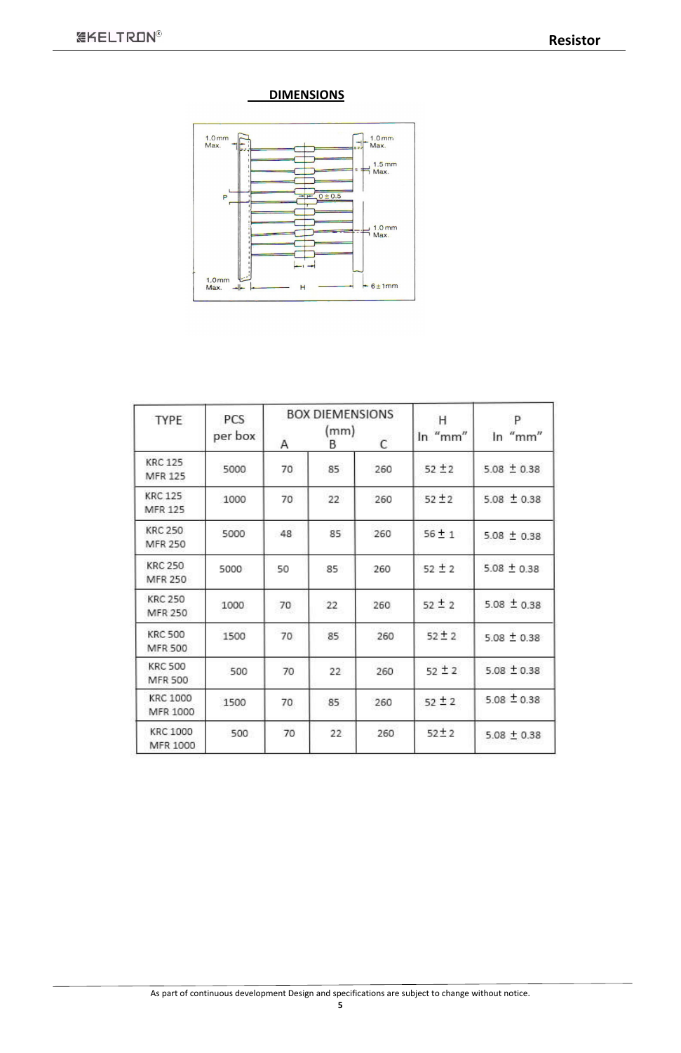## DIMENSIONS

1.0 mm Max.

1.0 mm Max.

1.5 mm Max.

P

0 ± 0.5

1.0 mm Max.

1.0mm Max.

H

6 ± 1mm

| TYPE | PCS per box | BOX DIEMENSIONS (mm) A | B | C | H In "mm" | P In "mm" |
|---|---|---|---|---|---|---|
| KRC 125 MFR 125 | 5000 | 70 | 85 | 260 | 52 ±2 | 5.08 ± 0.38 |
| KRC 125 MFR 125 | 1000 | 70 | 22 | 260 | 52 ±2 | 5.08 ± 0.38 |
| KRC 250 MFR 250 | 5000 | 48 | 85 | 260 | 56 ± 1 | 5.08 ± 0.38 |
| KRC 250 MFR 250 | 5000 | 50 | 85 | 260 | 52 ± 2 | 5.08 ± 0.38 |
| KRC 250 MFR 250 | 1000 | 70 | 22 | 260 | 52 ± 2 | 5.08 ± 0.38 |
| KRC 500 MFR 500 | 1500 | 70 | 85 | 260 | 52 ± 2 | 5.08 ± 0.38 |
| KRC 500 MFR 500 | 500 | 70 | 22 | 260 | 52 ± 2 | 5.08 ± 0.38 |
| KRC 1000 MFR 1000 | 1500 | 70 | 85 | 260 | 52 ± 2 | 5.08 ± 0.38 |
| KRC 1000 MFR 1000 | 500 | 70 | 22 | 260 | 52 ± 2 | 5.08 ± 0.38 |

As part of continuous development Design and specifications are subject to change without notice.